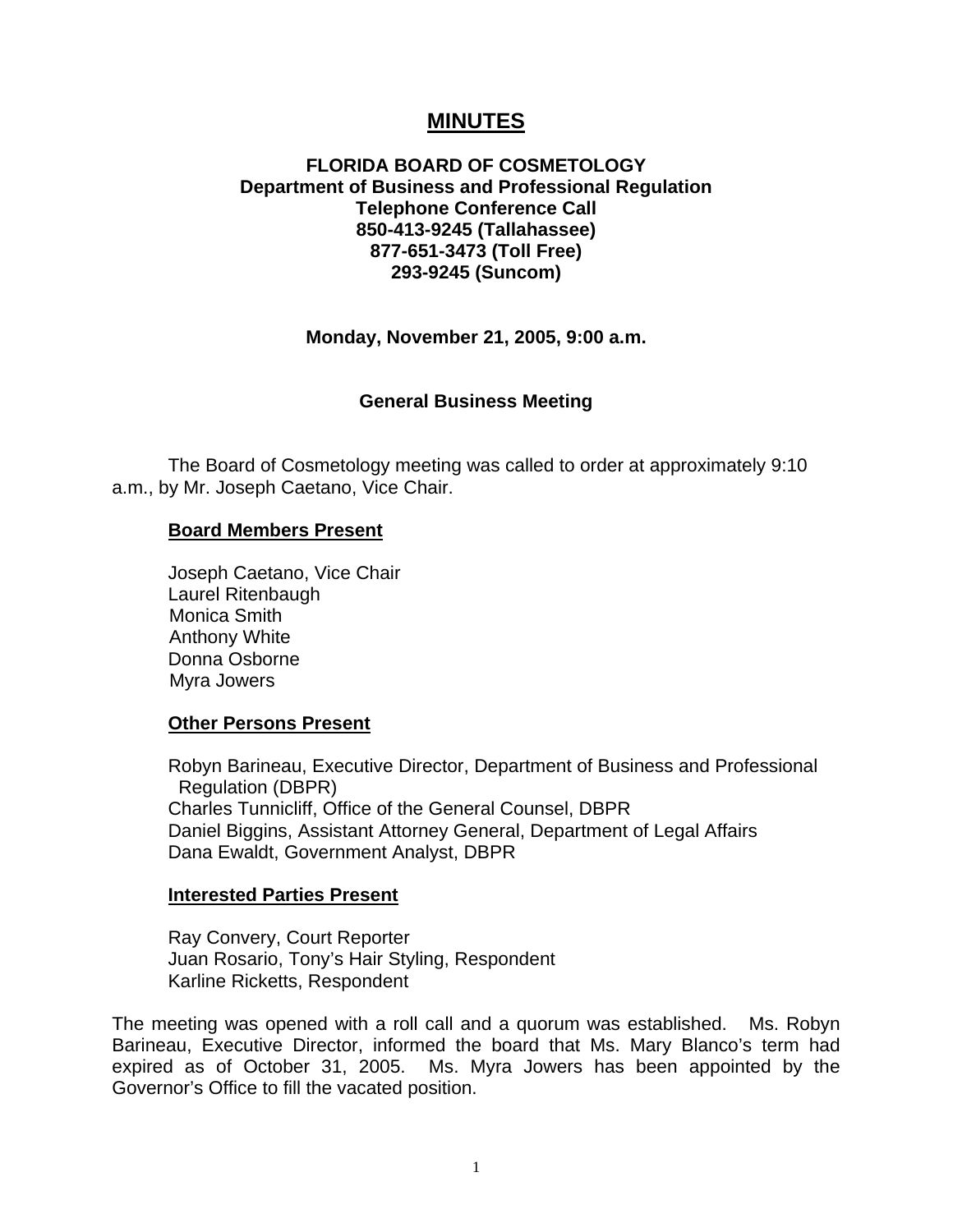# MINUTES

**FLORIDA BOARD OF COSMETOLOGY**
**Department of Business and Professional Regulation**
**Telephone Conference Call**
**850-413-9245 (Tallahassee)**
**877-651-3473 (Toll Free)**
**293-9245 (Suncom)**

**Monday, November 21, 2005, 9:00 a.m.**

**General Business Meeting**

The Board of Cosmetology meeting was called to order at approximately 9:10 a.m., by Mr. Joseph Caetano, Vice Chair.

**Board Members Present**

Joseph Caetano, Vice Chair
Laurel Ritenbaugh
Monica Smith
Anthony White
Donna Osborne
Myra Jowers

**Other Persons Present**

Robyn Barineau, Executive Director, Department of Business and Professional Regulation (DBPR)
Charles Tunnicliff, Office of the General Counsel, DBPR
Daniel Biggins, Assistant Attorney General, Department of Legal Affairs
Dana Ewaldt, Government Analyst, DBPR

**Interested Parties Present**

Ray Convery, Court Reporter
Juan Rosario, Tony's Hair Styling, Respondent
Karline Ricketts, Respondent

The meeting was opened with a roll call and a quorum was established. Ms. Robyn Barineau, Executive Director, informed the board that Ms. Mary Blanco's term had expired as of October 31, 2005. Ms. Myra Jowers has been appointed by the Governor's Office to fill the vacated position.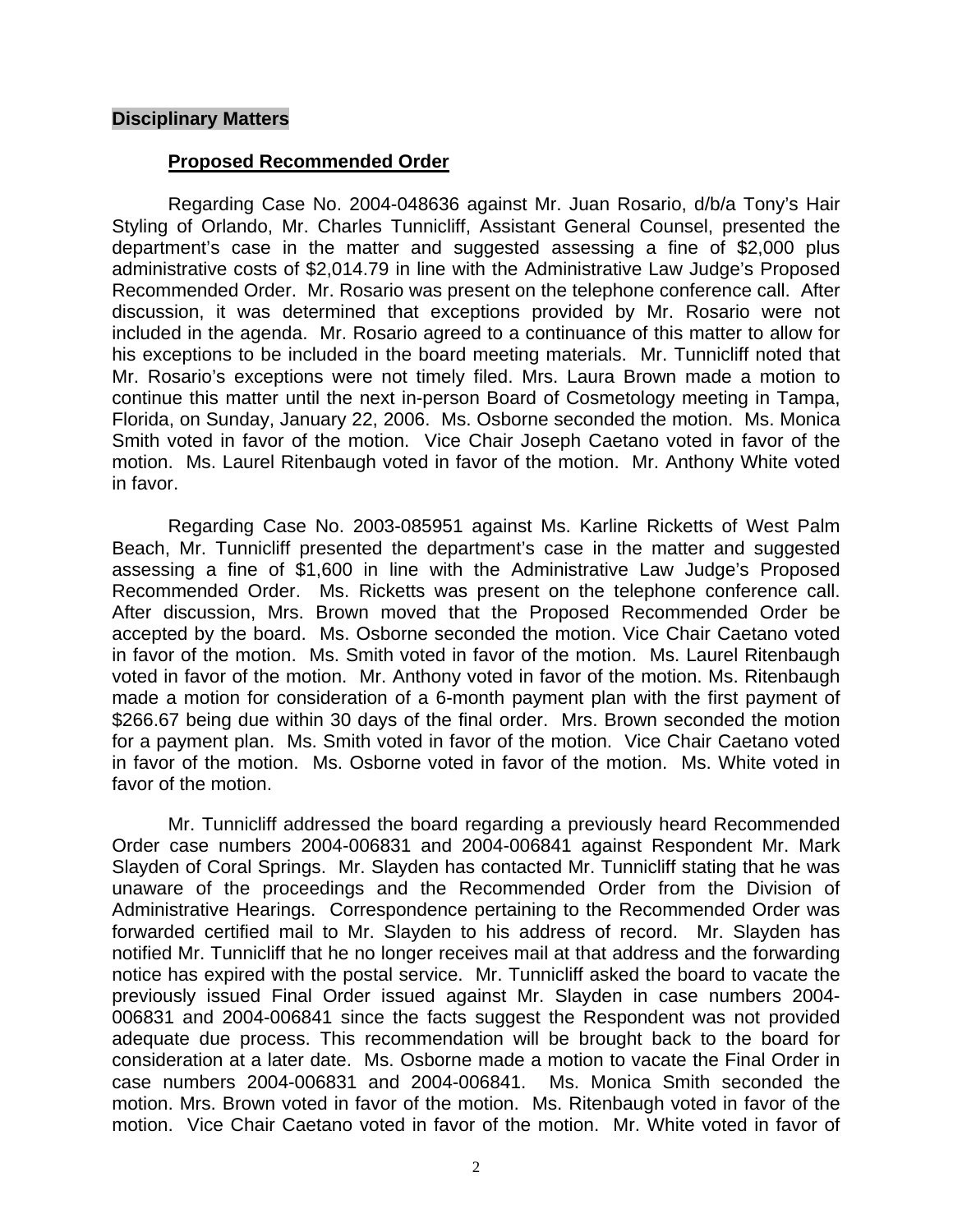## Disciplinary Matters

### Proposed Recommended Order

Regarding Case No. 2004-048636 against Mr. Juan Rosario, d/b/a Tony's Hair Styling of Orlando, Mr. Charles Tunnicliff, Assistant General Counsel, presented the department's case in the matter and suggested assessing a fine of $2,000 plus administrative costs of $2,014.79 in line with the Administrative Law Judge's Proposed Recommended Order. Mr. Rosario was present on the telephone conference call. After discussion, it was determined that exceptions provided by Mr. Rosario were not included in the agenda. Mr. Rosario agreed to a continuance of this matter to allow for his exceptions to be included in the board meeting materials. Mr. Tunnicliff noted that Mr. Rosario's exceptions were not timely filed. Mrs. Laura Brown made a motion to continue this matter until the next in-person Board of Cosmetology meeting in Tampa, Florida, on Sunday, January 22, 2006. Ms. Osborne seconded the motion. Ms. Monica Smith voted in favor of the motion. Vice Chair Joseph Caetano voted in favor of the motion. Ms. Laurel Ritenbaugh voted in favor of the motion. Mr. Anthony White voted in favor.

Regarding Case No. 2003-085951 against Ms. Karline Ricketts of West Palm Beach, Mr. Tunnicliff presented the department's case in the matter and suggested assessing a fine of $1,600 in line with the Administrative Law Judge's Proposed Recommended Order. Ms. Ricketts was present on the telephone conference call. After discussion, Mrs. Brown moved that the Proposed Recommended Order be accepted by the board. Ms. Osborne seconded the motion. Vice Chair Caetano voted in favor of the motion. Ms. Smith voted in favor of the motion. Ms. Laurel Ritenbaugh voted in favor of the motion. Mr. Anthony voted in favor of the motion. Ms. Ritenbaugh made a motion for consideration of a 6-month payment plan with the first payment of $266.67 being due within 30 days of the final order. Mrs. Brown seconded the motion for a payment plan. Ms. Smith voted in favor of the motion. Vice Chair Caetano voted in favor of the motion. Ms. Osborne voted in favor of the motion. Ms. White voted in favor of the motion.

Mr. Tunnicliff addressed the board regarding a previously heard Recommended Order case numbers 2004-006831 and 2004-006841 against Respondent Mr. Mark Slayden of Coral Springs. Mr. Slayden has contacted Mr. Tunnicliff stating that he was unaware of the proceedings and the Recommended Order from the Division of Administrative Hearings. Correspondence pertaining to the Recommended Order was forwarded certified mail to Mr. Slayden to his address of record. Mr. Slayden has notified Mr. Tunnicliff that he no longer receives mail at that address and the forwarding notice has expired with the postal service. Mr. Tunnicliff asked the board to vacate the previously issued Final Order issued against Mr. Slayden in case numbers 2004-006831 and 2004-006841 since the facts suggest the Respondent was not provided adequate due process. This recommendation will be brought back to the board for consideration at a later date. Ms. Osborne made a motion to vacate the Final Order in case numbers 2004-006831 and 2004-006841. Ms. Monica Smith seconded the motion. Mrs. Brown voted in favor of the motion. Ms. Ritenbaugh voted in favor of the motion. Vice Chair Caetano voted in favor of the motion. Mr. White voted in favor of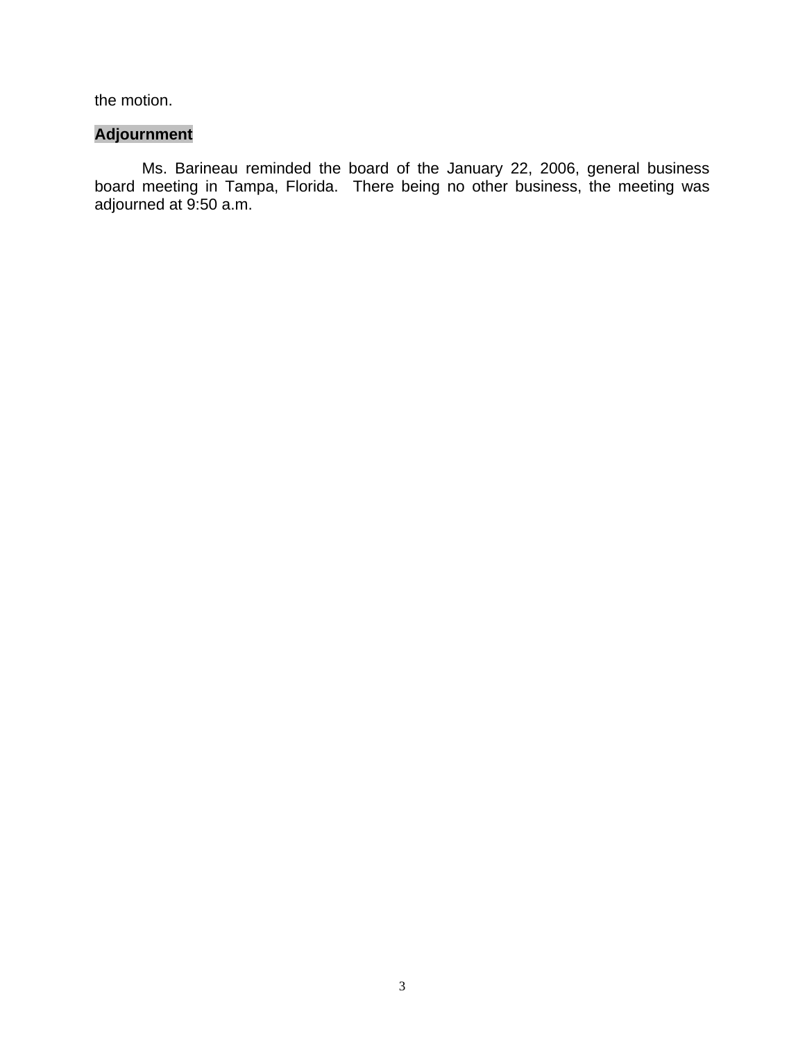the motion.

## Adjournment

Ms. Barineau reminded the board of the January 22, 2006, general business board meeting in Tampa, Florida. There being no other business, the meeting was adjourned at 9:50 a.m.